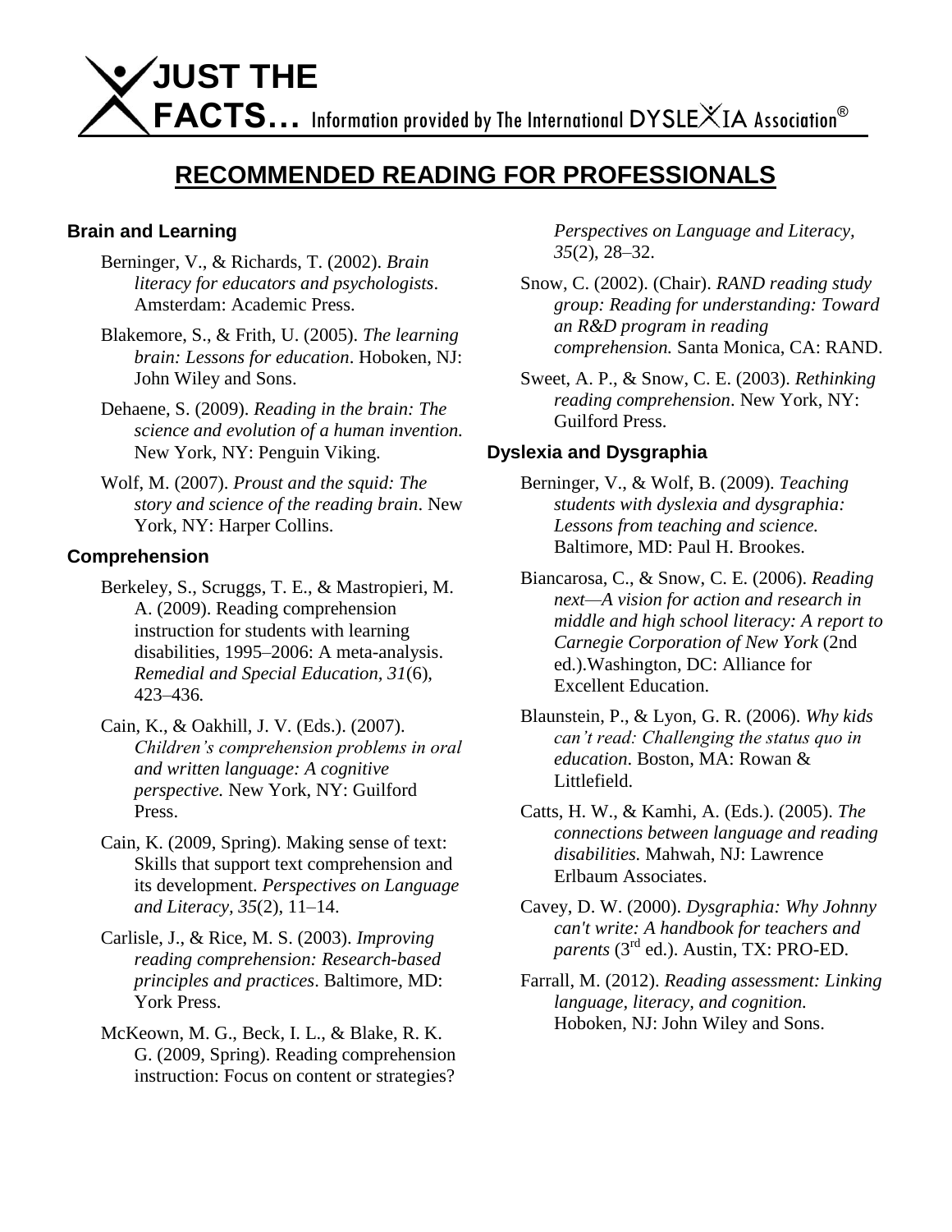**JUST THE FACTS...** Information provided by The International DYSLEXIA Association®

# RECOMMENDED READING FOR PROFESSIONALS

### Brain and Learning

Berninger, V., & Richards, T. (2002). *Brain literacy for educators and psychologists*. Amsterdam: Academic Press.

Blakemore, S., & Frith, U. (2005). *The learning brain: Lessons for education*. Hoboken, NJ: John Wiley and Sons.

Dehaene, S. (2009). *Reading in the brain: The science and evolution of a human invention.* New York, NY: Penguin Viking.

Wolf, M. (2007). *Proust and the squid: The story and science of the reading brain*. New York, NY: Harper Collins.

### Comprehension

Berkeley, S., Scruggs, T. E., & Mastropieri, M. A. (2009). Reading comprehension instruction for students with learning disabilities, 1995–2006: A meta-analysis. *Remedial and Special Education, 31*(6), 423–436.

Cain, K., & Oakhill, J. V. (Eds.). (2007). *Children's comprehension problems in oral and written language: A cognitive perspective.* New York, NY: Guilford Press.

Cain, K. (2009, Spring). Making sense of text: Skills that support text comprehension and its development. *Perspectives on Language and Literacy, 35*(2), 11–14.

Carlisle, J., & Rice, M. S. (2003). *Improving reading comprehension: Research-based principles and practices*. Baltimore, MD: York Press.

McKeown, M. G., Beck, I. L., & Blake, R. K. G. (2009, Spring). Reading comprehension instruction: Focus on content or strategies? *Perspectives on Language and Literacy, 35*(2), 28–32.

Snow, C. (2002). (Chair). *RAND reading study group: Reading for understanding: Toward an R&D program in reading comprehension.* Santa Monica, CA: RAND.

Sweet, A. P., & Snow, C. E. (2003). *Rethinking reading comprehension*. New York, NY: Guilford Press.

### Dyslexia and Dysgraphia

Berninger, V., & Wolf, B. (2009). *Teaching students with dyslexia and dysgraphia: Lessons from teaching and science.* Baltimore, MD: Paul H. Brookes.

Biancarosa, C., & Snow, C. E. (2006). *Reading next—A vision for action and research in middle and high school literacy: A report to Carnegie Corporation of New York* (2nd ed.).Washington, DC: Alliance for Excellent Education.

Blaunstein, P., & Lyon, G. R. (2006). *Why kids can't read: Challenging the status quo in education*. Boston, MA: Rowan & Littlefield.

Catts, H. W., & Kamhi, A. (Eds.). (2005). *The connections between language and reading disabilities.* Mahwah, NJ: Lawrence Erlbaum Associates.

Cavey, D. W. (2000). *Dysgraphia: Why Johnny can't write: A handbook for teachers and parents* (3rd ed.). Austin, TX: PRO-ED.

Farrall, M. (2012). *Reading assessment: Linking language, literacy, and cognition.* Hoboken, NJ: John Wiley and Sons.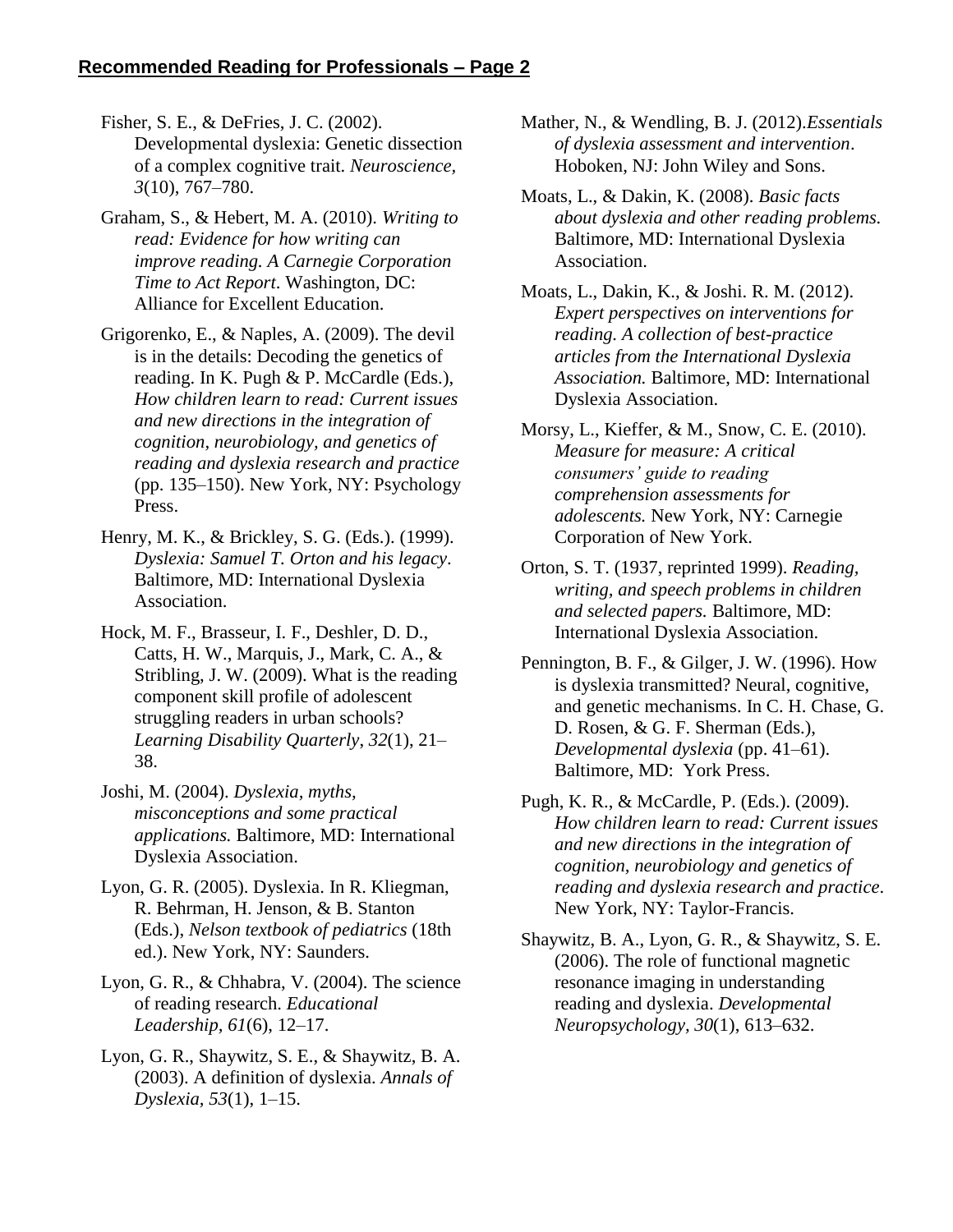## **Recommended Reading for Professionals – Page 2**

Fisher, S. E., & DeFries, J. C. (2002). Developmental dyslexia: Genetic dissection of a complex cognitive trait. *Neuroscience, 3*(10), 767–780.

Graham, S., & Hebert, M. A. (2010). *Writing to read: Evidence for how writing can improve reading. A Carnegie Corporation Time to Act Report*. Washington, DC: Alliance for Excellent Education.

Grigorenko, E., & Naples, A. (2009). The devil is in the details: Decoding the genetics of reading. In K. Pugh & P. McCardle (Eds.), *How children learn to read: Current issues and new directions in the integration of cognition, neurobiology, and genetics of reading and dyslexia research and practice* (pp. 135–150). New York, NY: Psychology Press.

Henry, M. K., & Brickley, S. G. (Eds.). (1999). *Dyslexia: Samuel T. Orton and his legacy*. Baltimore, MD: International Dyslexia Association.

Hock, M. F., Brasseur, I. F., Deshler, D. D., Catts, H. W., Marquis, J., Mark, C. A., & Stribling, J. W. (2009). What is the reading component skill profile of adolescent struggling readers in urban schools? *Learning Disability Quarterly*, *32*(1), 21–38.

Joshi, M. (2004). *Dyslexia, myths, misconceptions and some practical applications.* Baltimore, MD: International Dyslexia Association.

Lyon, G. R. (2005). Dyslexia. In R. Kliegman, R. Behrman, H. Jenson, & B. Stanton (Eds.), *Nelson textbook of pediatrics* (18th ed.). New York, NY: Saunders.

Lyon, G. R., & Chhabra, V. (2004). The science of reading research. *Educational Leadership, 61*(6), 12–17.

Lyon, G. R., Shaywitz, S. E., & Shaywitz, B. A. (2003). A definition of dyslexia. *Annals of Dyslexia, 53*(1), 1–15.

Mather, N., & Wendling, B. J. (2012).*Essentials of dyslexia assessment and intervention*. Hoboken, NJ: John Wiley and Sons.

Moats, L., & Dakin, K. (2008). *Basic facts about dyslexia and other reading problems.* Baltimore, MD: International Dyslexia Association.

Moats, L., Dakin, K., & Joshi. R. M. (2012). *Expert perspectives on interventions for reading. A collection of best-practice articles from the International Dyslexia Association.* Baltimore, MD: International Dyslexia Association.

Morsy, L., Kieffer, & M., Snow, C. E. (2010). *Measure for measure: A critical consumers' guide to reading comprehension assessments for adolescents.* New York, NY: Carnegie Corporation of New York.

Orton, S. T. (1937, reprinted 1999). *Reading, writing, and speech problems in children and selected papers.* Baltimore, MD: International Dyslexia Association.

Pennington, B. F., & Gilger, J. W. (1996). How is dyslexia transmitted? Neural, cognitive, and genetic mechanisms. In C. H. Chase, G. D. Rosen, & G. F. Sherman (Eds.), *Developmental dyslexia* (pp. 41–61). Baltimore, MD: York Press.

Pugh, K. R., & McCardle, P. (Eds.). (2009). *How children learn to read: Current issues and new directions in the integration of cognition, neurobiology and genetics of reading and dyslexia research and practice*. New York, NY: Taylor-Francis.

Shaywitz, B. A., Lyon, G. R., & Shaywitz, S. E. (2006). The role of functional magnetic resonance imaging in understanding reading and dyslexia. *Developmental Neuropsychology, 30*(1), 613–632.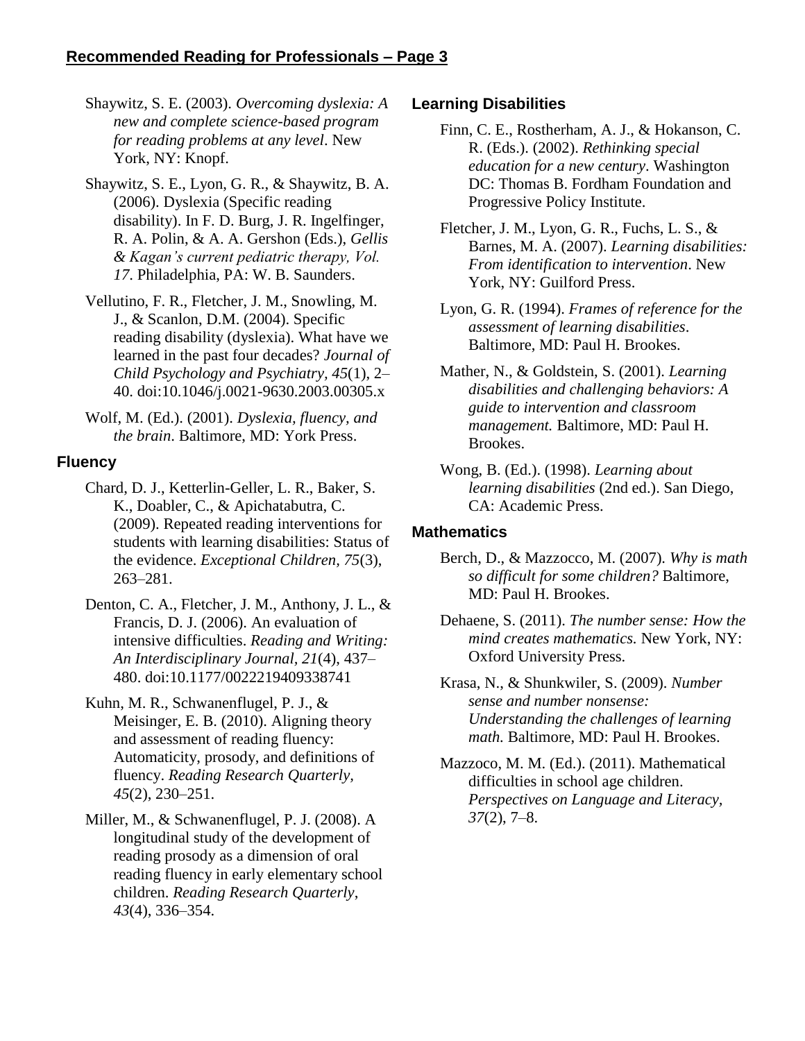Shaywitz, S. E. (2003). *Overcoming dyslexia: A new and complete science-based program for reading problems at any level*. New York, NY: Knopf.

Shaywitz, S. E., Lyon, G. R., & Shaywitz, B. A. (2006). Dyslexia (Specific reading disability). In F. D. Burg, J. R. Ingelfinger, R. A. Polin, & A. A. Gershon (Eds.), *Gellis & Kagan's current pediatric therapy, Vol. 17*. Philadelphia, PA: W. B. Saunders.

Vellutino, F. R., Fletcher, J. M., Snowling, M. J., & Scanlon, D.M. (2004). Specific reading disability (dyslexia). What have we learned in the past four decades? *Journal of Child Psychology and Psychiatry, 45*(1), 2–40. doi:10.1046/j.0021-9630.2003.00305.x

Wolf, M. (Ed.). (2001). *Dyslexia, fluency, and the brain*. Baltimore, MD: York Press.

## Fluency

Chard, D. J., Ketterlin-Geller, L. R., Baker, S. K., Doabler, C., & Apichatabutra, C. (2009). Repeated reading interventions for students with learning disabilities: Status of the evidence. *Exceptional Children, 75*(3), 263–281.

Denton, C. A., Fletcher, J. M., Anthony, J. L., & Francis, D. J. (2006). An evaluation of intensive difficulties. *Reading and Writing: An Interdisciplinary Journal, 21*(4), 437–480. doi:10.1177/0022219409338741

Kuhn, M. R., Schwanenflugel, P. J., & Meisinger, E. B. (2010). Aligning theory and assessment of reading fluency: Automaticity, prosody, and definitions of fluency. *Reading Research Quarterly, 45*(2), 230–251.

Miller, M., & Schwanenflugel, P. J. (2008). A longitudinal study of the development of reading prosody as a dimension of oral reading fluency in early elementary school children. *Reading Research Quarterly*, *43*(4), 336–354.

## Learning Disabilities

Finn, C. E., Rostherham, A. J., & Hokanson, C. R. (Eds.). (2002). *Rethinking special education for a new century*. Washington DC: Thomas B. Fordham Foundation and Progressive Policy Institute.

Fletcher, J. M., Lyon, G. R., Fuchs, L. S., & Barnes, M. A. (2007). *Learning disabilities: From identification to intervention*. New York, NY: Guilford Press.

Lyon, G. R. (1994). *Frames of reference for the assessment of learning disabilities*. Baltimore, MD: Paul H. Brookes.

Mather, N., & Goldstein, S. (2001). *Learning disabilities and challenging behaviors: A guide to intervention and classroom management.* Baltimore, MD: Paul H. Brookes.

Wong, B. (Ed.). (1998). *Learning about learning disabilities* (2nd ed.). San Diego, CA: Academic Press.

## Mathematics

Berch, D., & Mazzocco, M. (2007). *Why is math so difficult for some children?* Baltimore, MD: Paul H. Brookes.

Dehaene, S. (2011). *The number sense: How the mind creates mathematics.* New York, NY: Oxford University Press.

Krasa, N., & Shunkwiler, S. (2009). *Number sense and number nonsense: Understanding the challenges of learning math.* Baltimore, MD: Paul H. Brookes.

Mazzoco, M. M. (Ed.). (2011). Mathematical difficulties in school age children. *Perspectives on Language and Literacy, 37*(2), 7–8.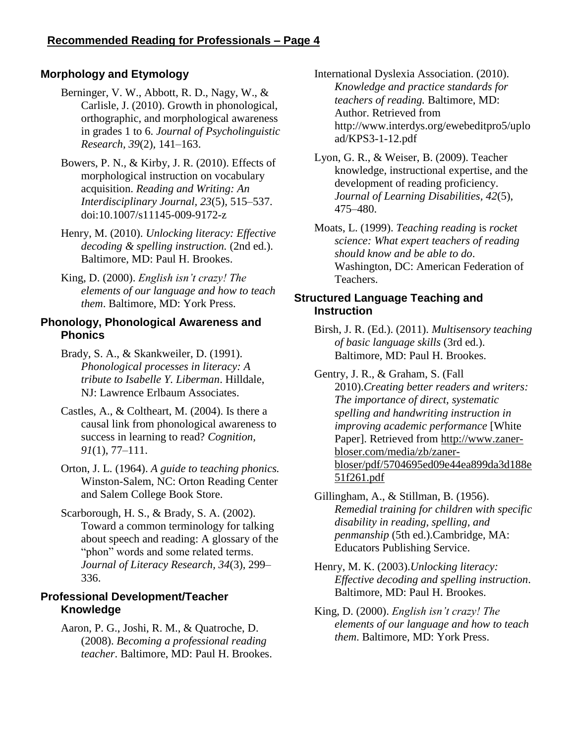## Recommended Reading for Professionals – Page 4

### Morphology and Etymology

Berninger, V. W., Abbott, R. D., Nagy, W., & Carlisle, J. (2010). Growth in phonological, orthographic, and morphological awareness in grades 1 to 6. *Journal of Psycholinguistic Research, 39*(2), 141–163.

Bowers, P. N., & Kirby, J. R. (2010). Effects of morphological instruction on vocabulary acquisition. *Reading and Writing: An Interdisciplinary Journal, 23*(5), 515–537. doi:10.1007/s11145-009-9172-z

Henry, M. (2010). *Unlocking literacy: Effective decoding & spelling instruction.* (2nd ed.). Baltimore, MD: Paul H. Brookes.

King, D. (2000). *English isn't crazy! The elements of our language and how to teach them*. Baltimore, MD: York Press.

### Phonology, Phonological Awareness and Phonics

Brady, S. A., & Skankweiler, D. (1991). *Phonological processes in literacy: A tribute to Isabelle Y. Liberman*. Hilldale, NJ: Lawrence Erlbaum Associates.

Castles, A., & Coltheart, M. (2004). Is there a causal link from phonological awareness to success in learning to read? *Cognition*, *91*(1), 77–111.

Orton, J. L. (1964). *A guide to teaching phonics.* Winston-Salem, NC: Orton Reading Center and Salem College Book Store.

Scarborough, H. S., & Brady, S. A. (2002). Toward a common terminology for talking about speech and reading: A glossary of the "phon" words and some related terms. *Journal of Literacy Research*, *34*(3), 299–336.

### Professional Development/Teacher Knowledge

Aaron, P. G., Joshi, R. M., & Quatroche, D. (2008). *Becoming a professional reading teacher*. Baltimore, MD: Paul H. Brookes.

International Dyslexia Association. (2010). *Knowledge and practice standards for teachers of reading.* Baltimore, MD: Author. Retrieved from http://www.interdys.org/ewebeditpro5/upload/KPS3-1-12.pdf

Lyon, G. R., & Weiser, B. (2009). Teacher knowledge, instructional expertise, and the development of reading proficiency. *Journal of Learning Disabilities, 42*(5), 475–480.

Moats, L. (1999). *Teaching reading* is *rocket science: What expert teachers of reading should know and be able to do*. Washington, DC: American Federation of Teachers.

### Structured Language Teaching and Instruction

Birsh, J. R. (Ed.). (2011). *Multisensory teaching of basic language skills* (3rd ed.). Baltimore, MD: Paul H. Brookes.

Gentry, J. R., & Graham, S. (Fall 2010).*Creating better readers and writers: The importance of direct, systematic spelling and handwriting instruction in improving academic performance* [White Paper]. Retrieved from http://www.zaner-bloser.com/media/zb/zaner-bloser/pdf/5704695ed09e44ea899da3d188e51f261.pdf

Gillingham, A., & Stillman, B. (1956). *Remedial training for children with specific disability in reading, spelling, and penmanship* (5th ed.).Cambridge, MA: Educators Publishing Service.

Henry, M. K. (2003).*Unlocking literacy: Effective decoding and spelling instruction*. Baltimore, MD: Paul H. Brookes.

King, D. (2000). *English isn't crazy! The elements of our language and how to teach them.* Baltimore, MD: York Press.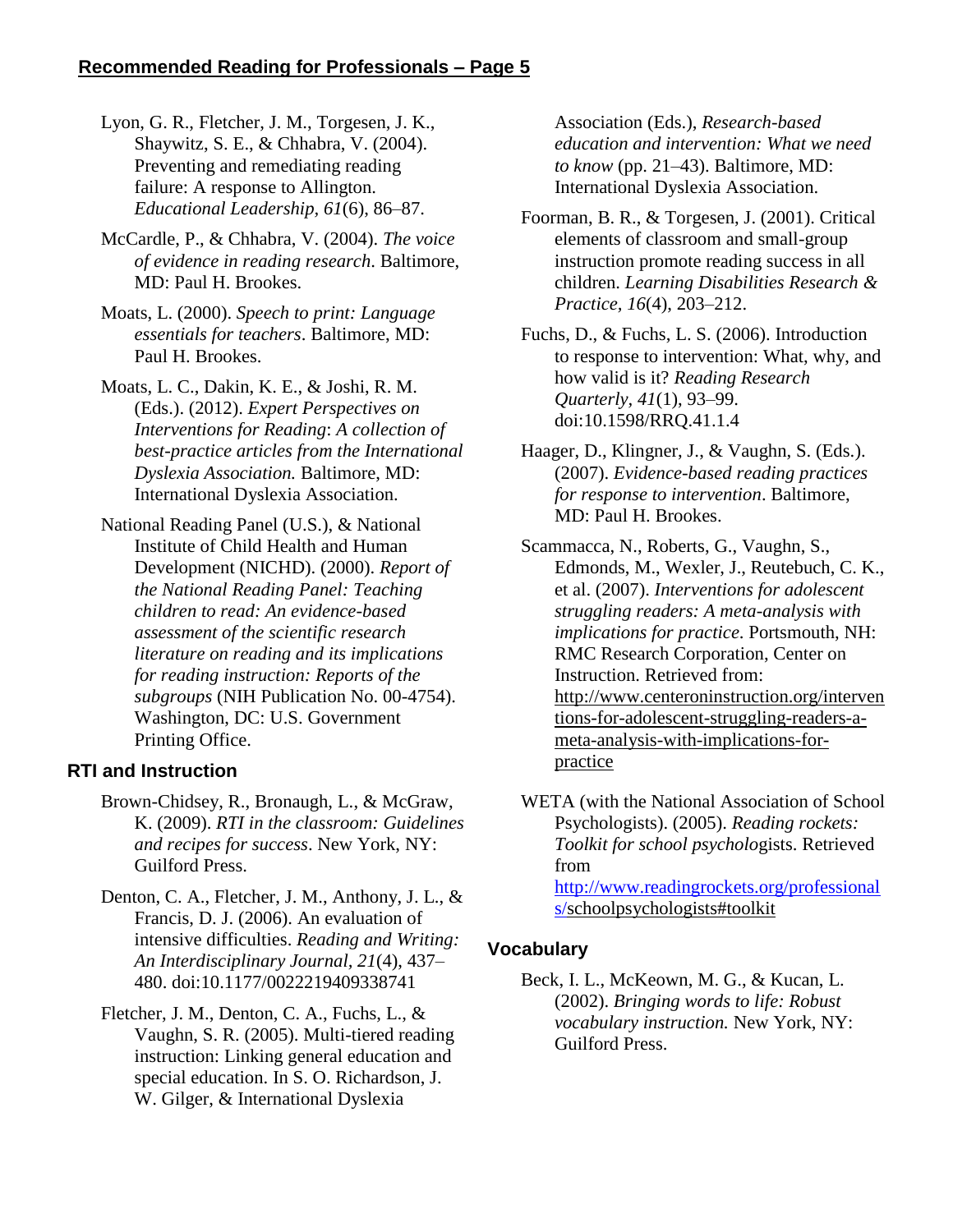## Recommended Reading for Professionals – Page 5

Lyon, G. R., Fletcher, J. M., Torgesen, J. K., Shaywitz, S. E., & Chhabra, V. (2004). Preventing and remediating reading failure: A response to Allington. *Educational Leadership, 61*(6), 86–87.

McCardle, P., & Chhabra, V. (2004). *The voice of evidence in reading research*. Baltimore, MD: Paul H. Brookes.

Moats, L. (2000). *Speech to print: Language essentials for teachers*. Baltimore, MD: Paul H. Brookes.

Moats, L. C., Dakin, K. E., & Joshi, R. M. (Eds.). (2012). *Expert Perspectives on Interventions for Reading*: *A collection of best-practice articles from the International Dyslexia Association.* Baltimore, MD: International Dyslexia Association.

National Reading Panel (U.S.), & National Institute of Child Health and Human Development (NICHD). (2000). *Report of the National Reading Panel: Teaching children to read: An evidence-based assessment of the scientific research literature on reading and its implications for reading instruction: Reports of the subgroups* (NIH Publication No. 00-4754). Washington, DC: U.S. Government Printing Office.

### RTI and Instruction

Brown-Chidsey, R., Bronaugh, L., & McGraw, K. (2009). *RTI in the classroom: Guidelines and recipes for success*. New York, NY: Guilford Press.

Denton, C. A., Fletcher, J. M., Anthony, J. L., & Francis, D. J. (2006). An evaluation of intensive difficulties. *Reading and Writing: An Interdisciplinary Journal, 21*(4), 437–480. doi:10.1177/0022219409338741

Fletcher, J. M., Denton, C. A., Fuchs, L., & Vaughn, S. R. (2005). Multi-tiered reading instruction: Linking general education and special education. In S. O. Richardson, J. W. Gilger, & International Dyslexia Association (Eds.), *Research-based education and intervention: What we need to know* (pp. 21–43). Baltimore, MD: International Dyslexia Association.

Foorman, B. R., & Torgesen, J. (2001). Critical elements of classroom and small-group instruction promote reading success in all children. *Learning Disabilities Research & Practice, 16*(4), 203–212.

Fuchs, D., & Fuchs, L. S. (2006). Introduction to response to intervention: What, why, and how valid is it? *Reading Research Quarterly, 41*(1), 93–99. doi:10.1598/RRQ.41.1.4

Haager, D., Klingner, J., & Vaughn, S. (Eds.). (2007). *Evidence-based reading practices for response to intervention*. Baltimore, MD: Paul H. Brookes.

Scammacca, N., Roberts, G., Vaughn, S., Edmonds, M., Wexler, J., Reutebuch, C. K., et al. (2007). *Interventions for adolescent struggling readers: A meta-analysis with implications for practice.* Portsmouth, NH: RMC Research Corporation, Center on Instruction. Retrieved from: http://www.centeroninstruction.org/interventions-for-adolescent-struggling-readers-a-meta-analysis-with-implications-for-practice

WETA (with the National Association of School Psychologists). (2005). *Reading rockets: Toolkit for school psycholo*gists. Retrieved from http://www.readingrockets.org/professionals/schoolpsychologists#toolkit

### Vocabulary

Beck, I. L., McKeown, M. G., & Kucan, L. (2002). *Bringing words to life: Robust vocabulary instruction.* New York, NY: Guilford Press.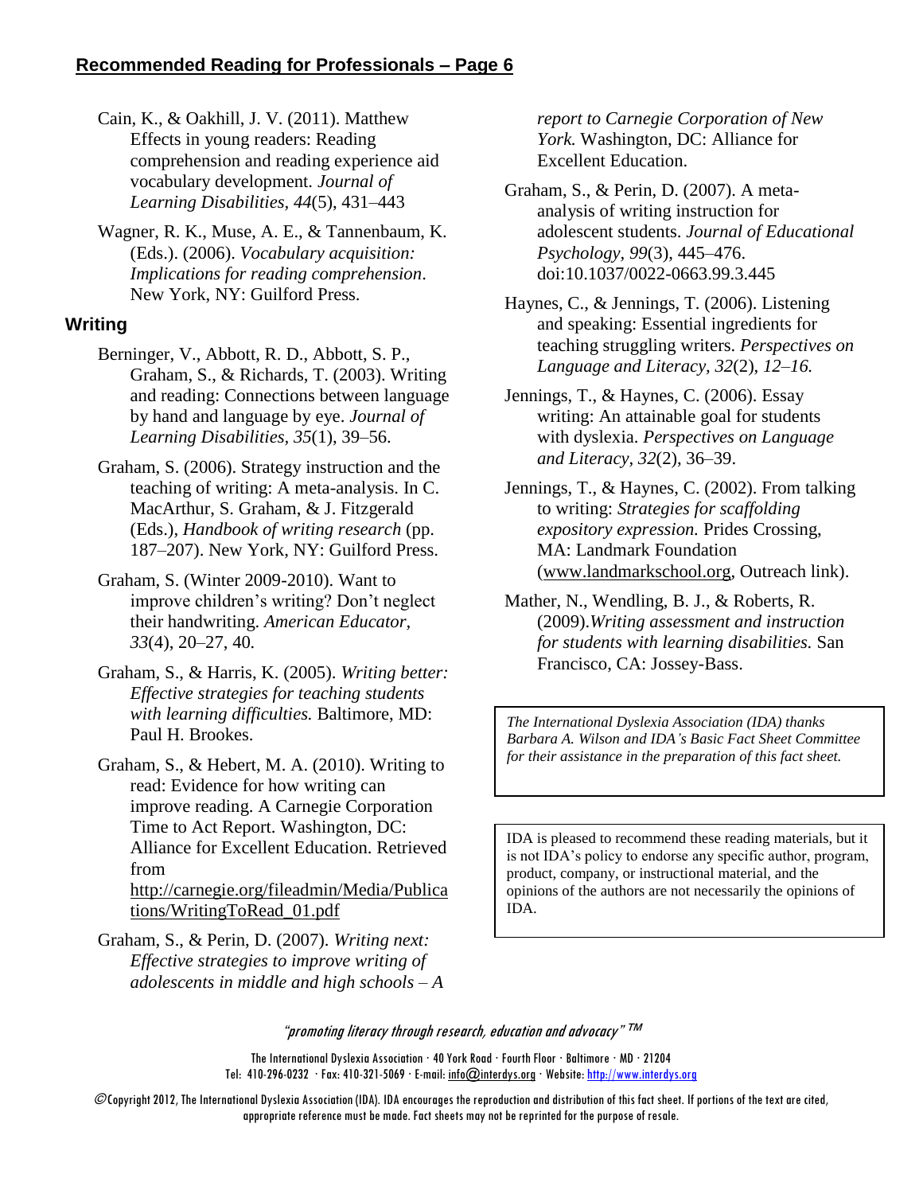Cain, K., & Oakhill, J. V. (2011). Matthew Effects in young readers: Reading comprehension and reading experience aid vocabulary development. *Journal of Learning Disabilities, 44*(5), 431–443

Wagner, R. K., Muse, A. E., & Tannenbaum, K. (Eds.). (2006). *Vocabulary acquisition: Implications for reading comprehension*. New York, NY: Guilford Press.

## Writing

Berninger, V., Abbott, R. D., Abbott, S. P., Graham, S., & Richards, T. (2003). Writing and reading: Connections between language by hand and language by eye. *Journal of Learning Disabilities, 35*(1), 39–56.

Graham, S. (2006). Strategy instruction and the teaching of writing: A meta-analysis. In C. MacArthur, S. Graham, & J. Fitzgerald (Eds.), *Handbook of writing research* (pp. 187–207). New York, NY: Guilford Press.

Graham, S. (Winter 2009-2010). Want to improve children's writing? Don't neglect their handwriting. *American Educator, 33*(4), 20–27, 40.

Graham, S., & Harris, K. (2005). *Writing better: Effective strategies for teaching students with learning difficulties.* Baltimore, MD: Paul H. Brookes.

Graham, S., & Hebert, M. A. (2010). Writing to read: Evidence for how writing can improve reading. A Carnegie Corporation Time to Act Report. Washington, DC: Alliance for Excellent Education. Retrieved from http://carnegie.org/fileadmin/Media/Publications/WritingToRead_01.pdf

Graham, S., & Perin, D. (2007). *Writing next: Effective strategies to improve writing of adolescents in middle and high schools – A report to Carnegie Corporation of New York.* Washington, DC: Alliance for Excellent Education.

Graham, S., & Perin, D. (2007). A meta-analysis of writing instruction for adolescent students. *Journal of Educational Psychology, 99*(3), 445–476. doi:10.1037/0022-0663.99.3.445

Haynes, C., & Jennings, T. (2006). Listening and speaking: Essential ingredients for teaching struggling writers. *Perspectives on Language and Literacy, 32*(2), *12–16.*

Jennings, T., & Haynes, C. (2006). Essay writing: An attainable goal for students with dyslexia. *Perspectives on Language and Literacy, 32*(2), 36–39.

Jennings, T., & Haynes, C. (2002). From talking to writing: *Strategies for scaffolding expository expression.* Prides Crossing, MA: Landmark Foundation (www.landmarkschool.org, Outreach link).

Mather, N., Wendling, B. J., & Roberts, R. (2009).*Writing assessment and instruction for students with learning disabilities.* San Francisco, CA: Jossey-Bass.

*The International Dyslexia Association (IDA) thanks Barbara A. Wilson and IDA's Basic Fact Sheet Committee for their assistance in the preparation of this fact sheet.*

IDA is pleased to recommend these reading materials, but it is not IDA's policy to endorse any specific author, program, product, company, or instructional material, and the opinions of the authors are not necessarily the opinions of IDA.

*"promoting literacy through research, education and advocacy" ™*

The International Dyslexia Association · 40 York Road · Fourth Floor · Baltimore · MD · 21204
Tel: 410-296-0232 · Fax: 410-321-5069 · E-mail: info@interdys.org · Website: http://www.interdys.org

©Copyright 2012, The International Dyslexia Association (IDA). IDA encourages the reproduction and distribution of this fact sheet. If portions of the text are cited, appropriate reference must be made. Fact sheets may not be reprinted for the purpose of resale.